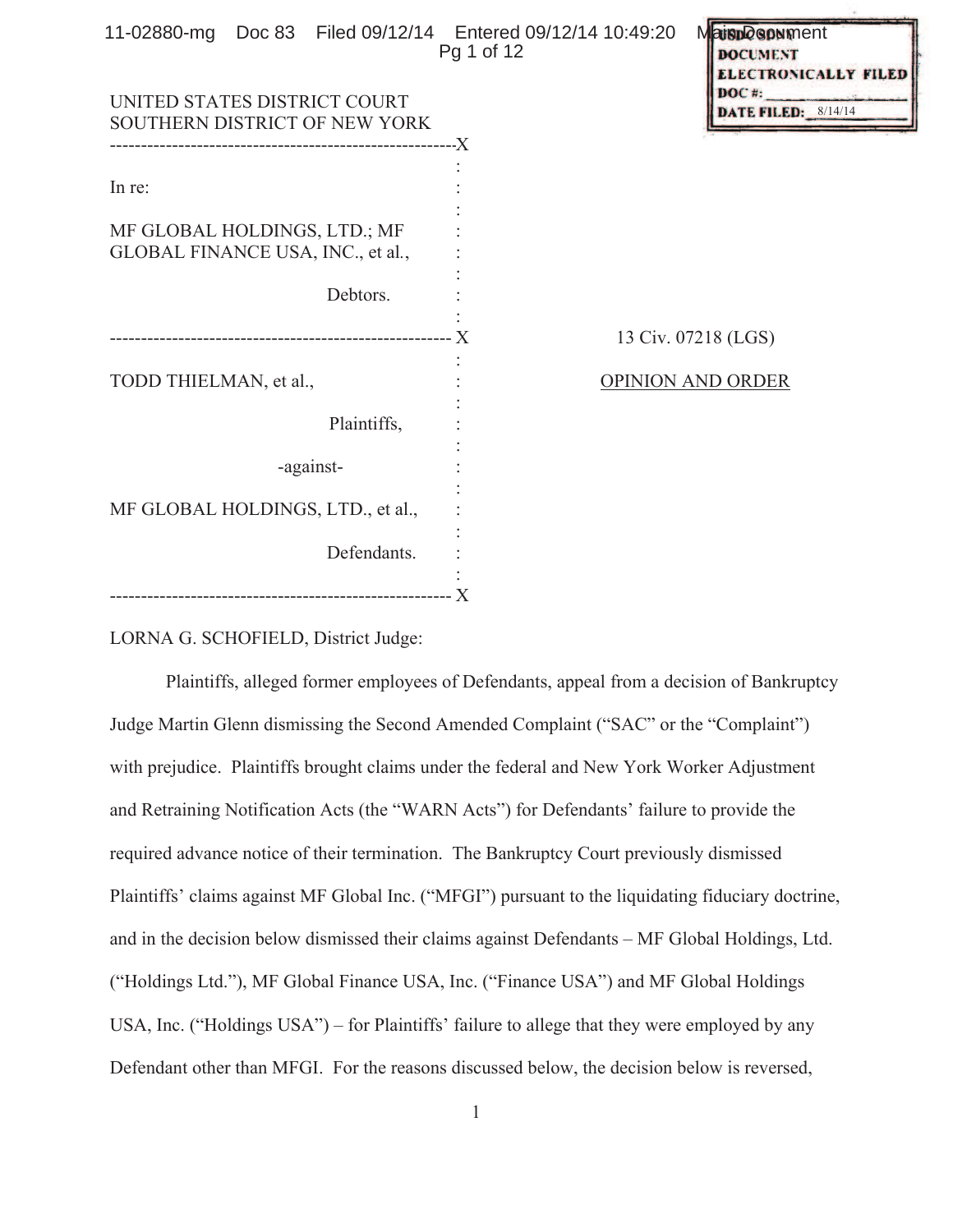UNITED STATES DISTRICT COURT
SOUTHERN DISTRICT OF NEW YORK

In re:

MF GLOBAL HOLDINGS, LTD.; MF GLOBAL FINANCE USA, INC., et al.,

Debtors.

TODD THIELMAN, et al.,

Plaintiffs,

-against-

MF GLOBAL HOLDINGS, LTD., et al.,

Defendants.

13 Civ. 07218 (LGS)

OPINION AND ORDER

LORNA G. SCHOFIELD, District Judge:

Plaintiffs, alleged former employees of Defendants, appeal from a decision of Bankruptcy Judge Martin Glenn dismissing the Second Amended Complaint ("SAC" or the "Complaint") with prejudice. Plaintiffs brought claims under the federal and New York Worker Adjustment and Retraining Notification Acts (the "WARN Acts") for Defendants' failure to provide the required advance notice of their termination. The Bankruptcy Court previously dismissed Plaintiffs' claims against MF Global Inc. ("MFGI") pursuant to the liquidating fiduciary doctrine, and in the decision below dismissed their claims against Defendants – MF Global Holdings, Ltd. ("Holdings Ltd."), MF Global Finance USA, Inc. ("Finance USA") and MF Global Holdings USA, Inc. ("Holdings USA") – for Plaintiffs' failure to allege that they were employed by any Defendant other than MFGI. For the reasons discussed below, the decision below is reversed,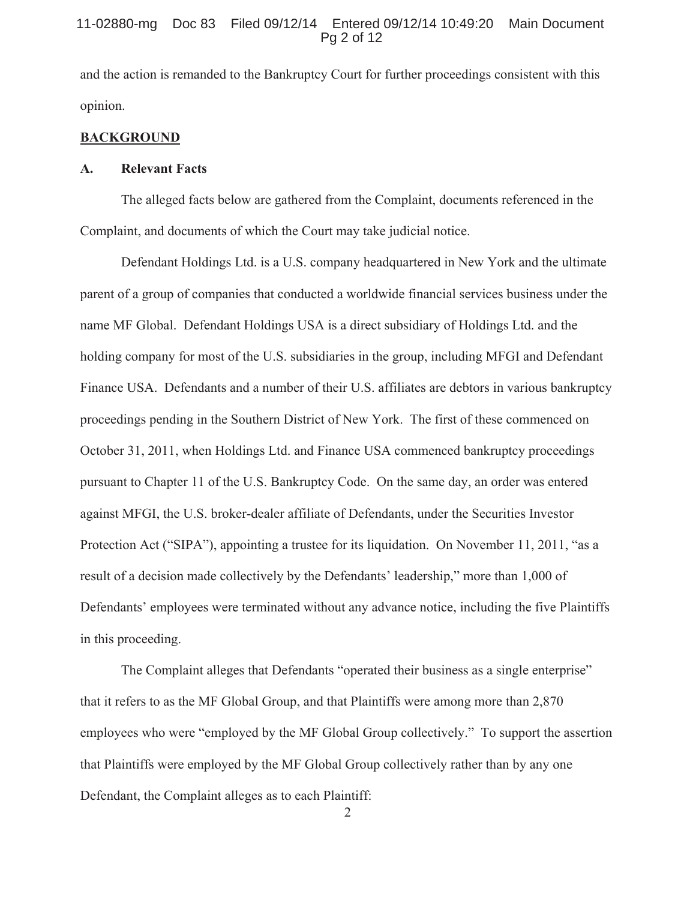and the action is remanded to the Bankruptcy Court for further proceedings consistent with this opinion.

## BACKGROUND

### A. Relevant Facts

The alleged facts below are gathered from the Complaint, documents referenced in the Complaint, and documents of which the Court may take judicial notice.

Defendant Holdings Ltd. is a U.S. company headquartered in New York and the ultimate parent of a group of companies that conducted a worldwide financial services business under the name MF Global. Defendant Holdings USA is a direct subsidiary of Holdings Ltd. and the holding company for most of the U.S. subsidiaries in the group, including MFGI and Defendant Finance USA. Defendants and a number of their U.S. affiliates are debtors in various bankruptcy proceedings pending in the Southern District of New York. The first of these commenced on October 31, 2011, when Holdings Ltd. and Finance USA commenced bankruptcy proceedings pursuant to Chapter 11 of the U.S. Bankruptcy Code. On the same day, an order was entered against MFGI, the U.S. broker-dealer affiliate of Defendants, under the Securities Investor Protection Act ("SIPA"), appointing a trustee for its liquidation. On November 11, 2011, "as a result of a decision made collectively by the Defendants' leadership," more than 1,000 of Defendants' employees were terminated without any advance notice, including the five Plaintiffs in this proceeding.

The Complaint alleges that Defendants "operated their business as a single enterprise" that it refers to as the MF Global Group, and that Plaintiffs were among more than 2,870 employees who were "employed by the MF Global Group collectively." To support the assertion that Plaintiffs were employed by the MF Global Group collectively rather than by any one Defendant, the Complaint alleges as to each Plaintiff: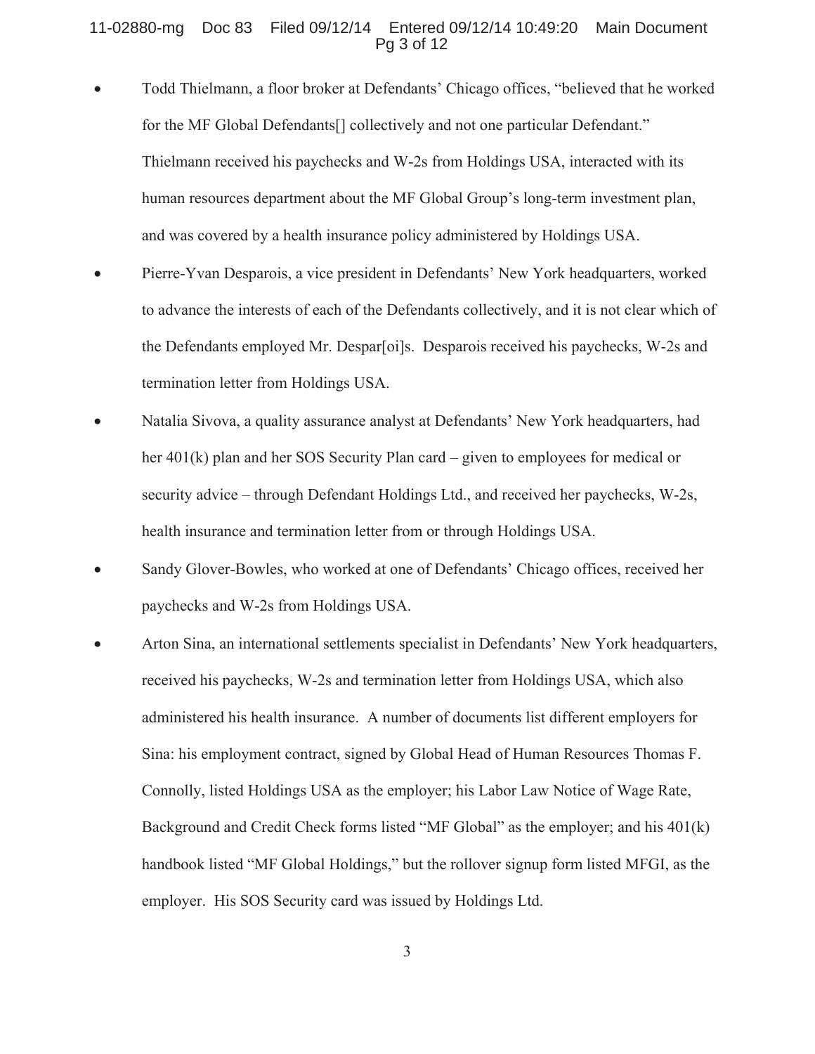- Todd Thielmann, a floor broker at Defendants' Chicago offices, "believed that he worked for the MF Global Defendants[] collectively and not one particular Defendant." Thielmann received his paychecks and W-2s from Holdings USA, interacted with its human resources department about the MF Global Group's long-term investment plan, and was covered by a health insurance policy administered by Holdings USA.
- Pierre-Yvan Desparois, a vice president in Defendants' New York headquarters, worked to advance the interests of each of the Defendants collectively, and it is not clear which of the Defendants employed Mr. Despar[oi]s. Desparois received his paychecks, W-2s and termination letter from Holdings USA.
- Natalia Sivova, a quality assurance analyst at Defendants' New York headquarters, had her 401(k) plan and her SOS Security Plan card – given to employees for medical or security advice – through Defendant Holdings Ltd., and received her paychecks, W-2s, health insurance and termination letter from or through Holdings USA.
- Sandy Glover-Bowles, who worked at one of Defendants' Chicago offices, received her paychecks and W-2s from Holdings USA.
- Arton Sina, an international settlements specialist in Defendants' New York headquarters, received his paychecks, W-2s and termination letter from Holdings USA, which also administered his health insurance. A number of documents list different employers for Sina: his employment contract, signed by Global Head of Human Resources Thomas F. Connolly, listed Holdings USA as the employer; his Labor Law Notice of Wage Rate, Background and Credit Check forms listed "MF Global" as the employer; and his 401(k) handbook listed "MF Global Holdings," but the rollover signup form listed MFGI, as the employer. His SOS Security card was issued by Holdings Ltd.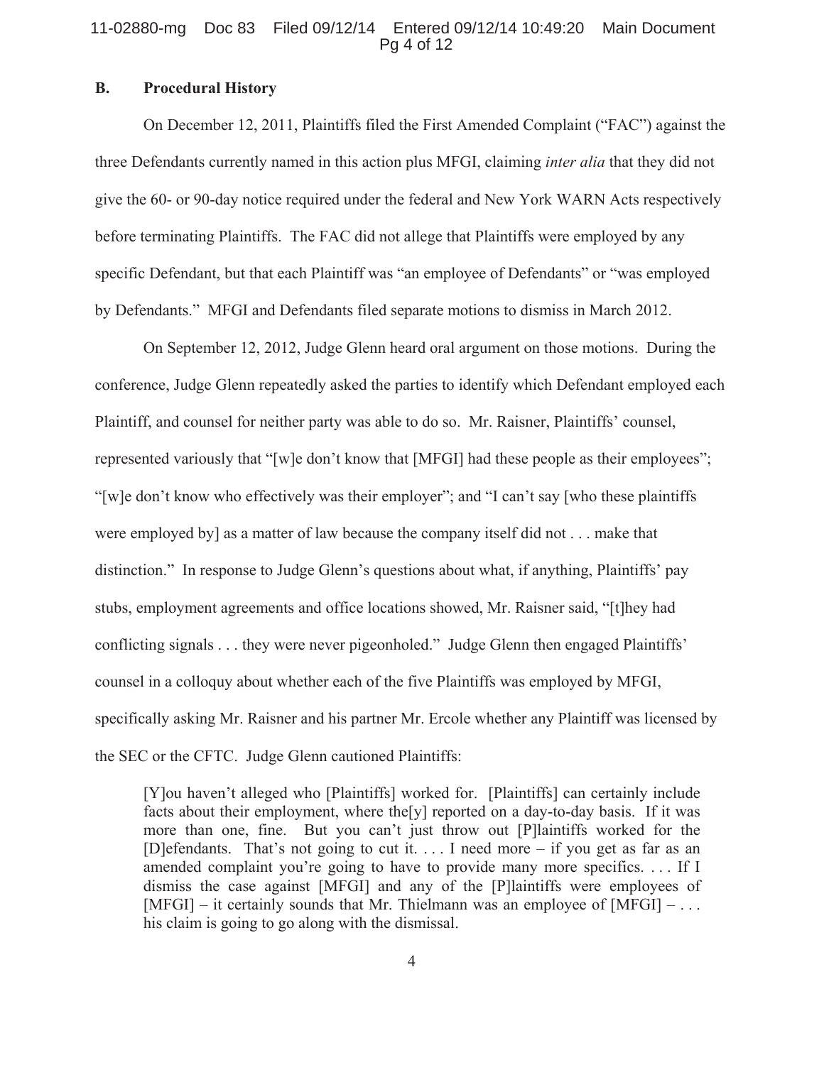## B. Procedural History

On December 12, 2011, Plaintiffs filed the First Amended Complaint ("FAC") against the three Defendants currently named in this action plus MFGI, claiming *inter alia* that they did not give the 60- or 90-day notice required under the federal and New York WARN Acts respectively before terminating Plaintiffs. The FAC did not allege that Plaintiffs were employed by any specific Defendant, but that each Plaintiff was "an employee of Defendants" or "was employed by Defendants." MFGI and Defendants filed separate motions to dismiss in March 2012.

On September 12, 2012, Judge Glenn heard oral argument on those motions. During the conference, Judge Glenn repeatedly asked the parties to identify which Defendant employed each Plaintiff, and counsel for neither party was able to do so. Mr. Raisner, Plaintiffs' counsel, represented variously that "[w]e don't know that [MFGI] had these people as their employees"; "[w]e don't know who effectively was their employer"; and "I can't say [who these plaintiffs were employed by] as a matter of law because the company itself did not . . . make that distinction." In response to Judge Glenn's questions about what, if anything, Plaintiffs' pay stubs, employment agreements and office locations showed, Mr. Raisner said, "[t]hey had conflicting signals . . . they were never pigeonholed." Judge Glenn then engaged Plaintiffs' counsel in a colloquy about whether each of the five Plaintiffs was employed by MFGI, specifically asking Mr. Raisner and his partner Mr. Ercole whether any Plaintiff was licensed by the SEC or the CFTC. Judge Glenn cautioned Plaintiffs:

> [Y]ou haven't alleged who [Plaintiffs] worked for. [Plaintiffs] can certainly include facts about their employment, where the[y] reported on a day-to-day basis. If it was more than one, fine. But you can't just throw out [P]laintiffs worked for the [D]efendants. That's not going to cut it. . . . I need more – if you get as far as an amended complaint you're going to have to provide many more specifics. . . . If I dismiss the case against [MFGI] and any of the [P]laintiffs were employees of [MFGI] – it certainly sounds that Mr. Thielmann was an employee of [MFGI] – . . . his claim is going to go along with the dismissal.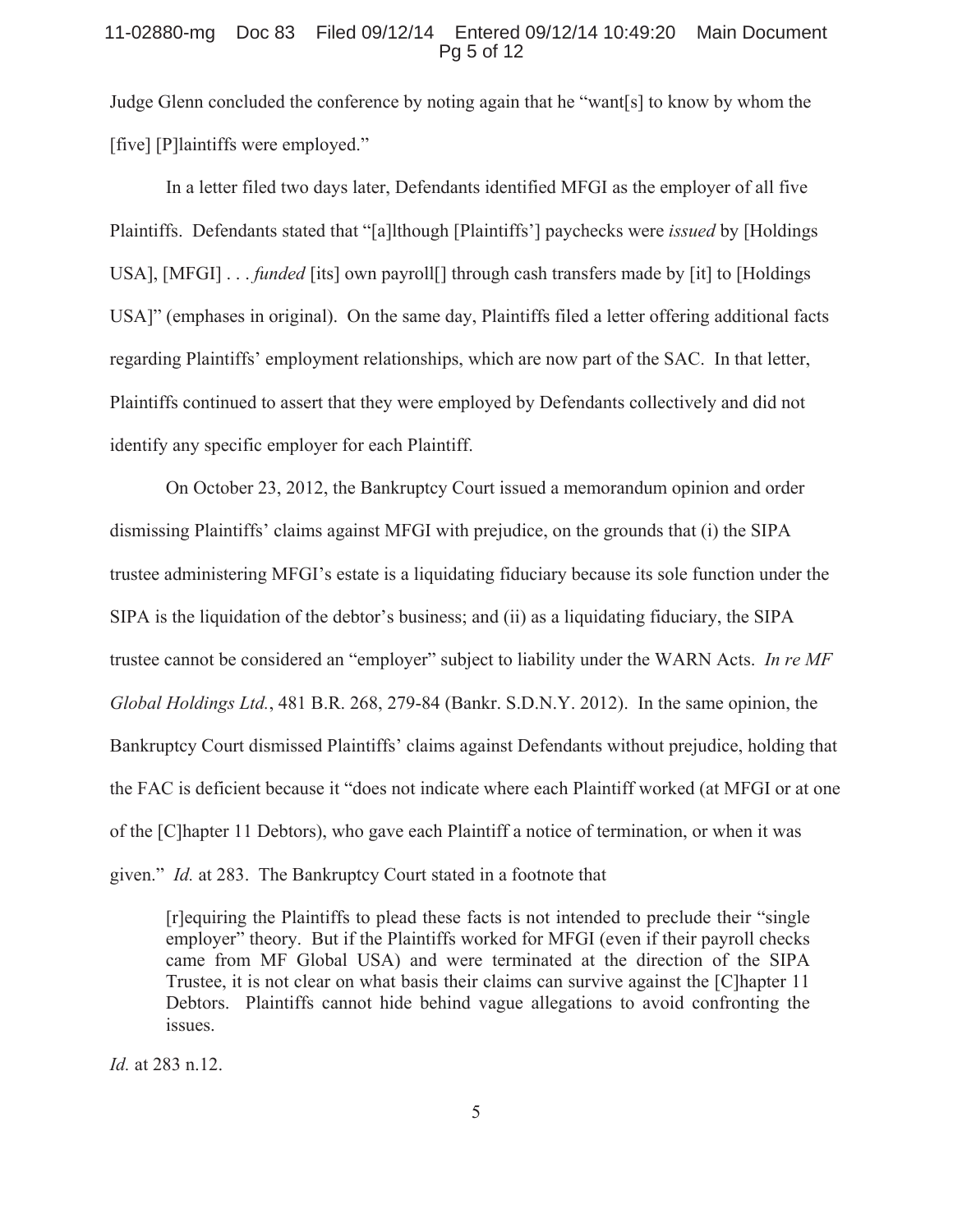Judge Glenn concluded the conference by noting again that he "want[s] to know by whom the [five] [P]laintiffs were employed."

In a letter filed two days later, Defendants identified MFGI as the employer of all five Plaintiffs. Defendants stated that "[a]lthough [Plaintiffs'] paychecks were *issued* by [Holdings USA], [MFGI] . . . *funded* [its] own payroll[] through cash transfers made by [it] to [Holdings USA]" (emphases in original). On the same day, Plaintiffs filed a letter offering additional facts regarding Plaintiffs' employment relationships, which are now part of the SAC. In that letter, Plaintiffs continued to assert that they were employed by Defendants collectively and did not identify any specific employer for each Plaintiff.

On October 23, 2012, the Bankruptcy Court issued a memorandum opinion and order dismissing Plaintiffs' claims against MFGI with prejudice, on the grounds that (i) the SIPA trustee administering MFGI's estate is a liquidating fiduciary because its sole function under the SIPA is the liquidation of the debtor's business; and (ii) as a liquidating fiduciary, the SIPA trustee cannot be considered an "employer" subject to liability under the WARN Acts. *In re MF Global Holdings Ltd.*, 481 B.R. 268, 279-84 (Bankr. S.D.N.Y. 2012). In the same opinion, the Bankruptcy Court dismissed Plaintiffs' claims against Defendants without prejudice, holding that the FAC is deficient because it "does not indicate where each Plaintiff worked (at MFGI or at one of the [C]hapter 11 Debtors), who gave each Plaintiff a notice of termination, or when it was given." *Id.* at 283. The Bankruptcy Court stated in a footnote that

> [r]equiring the Plaintiffs to plead these facts is not intended to preclude their "single employer" theory. But if the Plaintiffs worked for MFGI (even if their payroll checks came from MF Global USA) and were terminated at the direction of the SIPA Trustee, it is not clear on what basis their claims can survive against the [C]hapter 11 Debtors. Plaintiffs cannot hide behind vague allegations to avoid confronting the issues.

*Id.* at 283 n.12.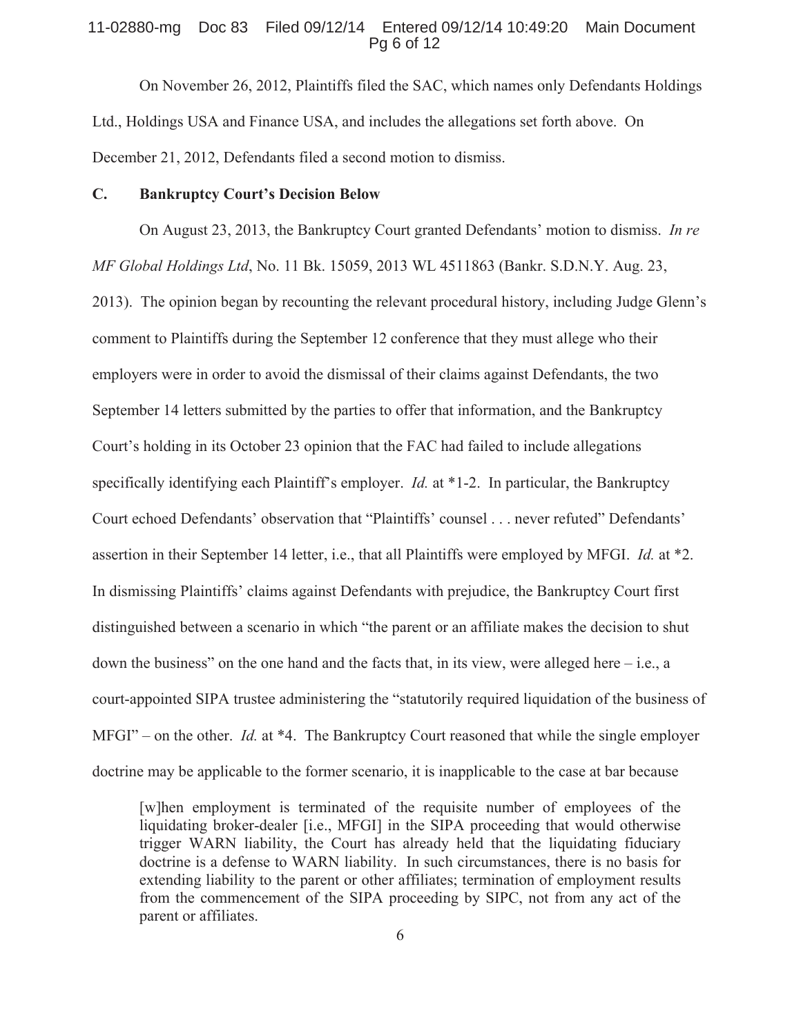On November 26, 2012, Plaintiffs filed the SAC, which names only Defendants Holdings Ltd., Holdings USA and Finance USA, and includes the allegations set forth above. On December 21, 2012, Defendants filed a second motion to dismiss.

### C. Bankruptcy Court's Decision Below

On August 23, 2013, the Bankruptcy Court granted Defendants' motion to dismiss. *In re MF Global Holdings Ltd*, No. 11 Bk. 15059, 2013 WL 4511863 (Bankr. S.D.N.Y. Aug. 23, 2013). The opinion began by recounting the relevant procedural history, including Judge Glenn's comment to Plaintiffs during the September 12 conference that they must allege who their employers were in order to avoid the dismissal of their claims against Defendants, the two September 14 letters submitted by the parties to offer that information, and the Bankruptcy Court's holding in its October 23 opinion that the FAC had failed to include allegations specifically identifying each Plaintiff's employer. *Id.* at \*1-2. In particular, the Bankruptcy Court echoed Defendants' observation that "Plaintiffs' counsel . . . never refuted" Defendants' assertion in their September 14 letter, i.e., that all Plaintiffs were employed by MFGI. *Id.* at \*2. In dismissing Plaintiffs' claims against Defendants with prejudice, the Bankruptcy Court first distinguished between a scenario in which "the parent or an affiliate makes the decision to shut down the business" on the one hand and the facts that, in its view, were alleged here – i.e., a court-appointed SIPA trustee administering the "statutorily required liquidation of the business of MFGI" – on the other. *Id.* at \*4. The Bankruptcy Court reasoned that while the single employer doctrine may be applicable to the former scenario, it is inapplicable to the case at bar because

> [w]hen employment is terminated of the requisite number of employees of the liquidating broker-dealer [i.e., MFGI] in the SIPA proceeding that would otherwise trigger WARN liability, the Court has already held that the liquidating fiduciary doctrine is a defense to WARN liability. In such circumstances, there is no basis for extending liability to the parent or other affiliates; termination of employment results from the commencement of the SIPA proceeding by SIPC, not from any act of the parent or affiliates.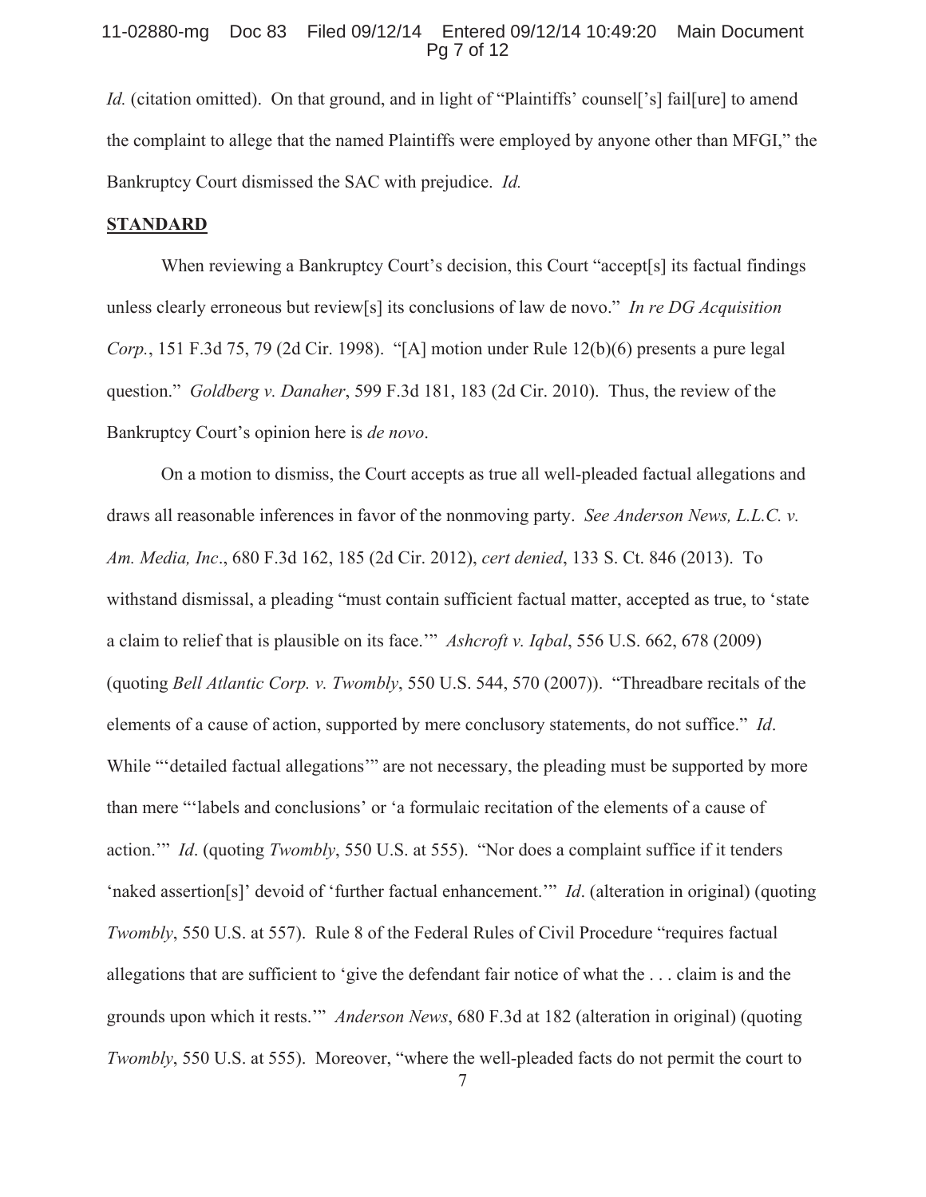*Id.* (citation omitted). On that ground, and in light of "Plaintiffs' counsel['s] fail[ure] to amend the complaint to allege that the named Plaintiffs were employed by anyone other than MFGI," the Bankruptcy Court dismissed the SAC with prejudice. *Id.*

**STANDARD**

When reviewing a Bankruptcy Court's decision, this Court "accept[s] its factual findings unless clearly erroneous but review[s] its conclusions of law de novo." *In re DG Acquisition Corp.*, 151 F.3d 75, 79 (2d Cir. 1998). "[A] motion under Rule 12(b)(6) presents a pure legal question." *Goldberg v. Danaher*, 599 F.3d 181, 183 (2d Cir. 2010). Thus, the review of the Bankruptcy Court's opinion here is *de novo*.

On a motion to dismiss, the Court accepts as true all well-pleaded factual allegations and draws all reasonable inferences in favor of the nonmoving party. *See Anderson News, L.L.C. v. Am. Media, Inc*., 680 F.3d 162, 185 (2d Cir. 2012), *cert denied*, 133 S. Ct. 846 (2013). To withstand dismissal, a pleading "must contain sufficient factual matter, accepted as true, to 'state a claim to relief that is plausible on its face.'" *Ashcroft v. Iqbal*, 556 U.S. 662, 678 (2009) (quoting *Bell Atlantic Corp. v. Twombly*, 550 U.S. 544, 570 (2007)). "Threadbare recitals of the elements of a cause of action, supported by mere conclusory statements, do not suffice." *Id*. While "'detailed factual allegations'" are not necessary, the pleading must be supported by more than mere "'labels and conclusions' or 'a formulaic recitation of the elements of a cause of action.'" *Id*. (quoting *Twombly*, 550 U.S. at 555). "Nor does a complaint suffice if it tenders 'naked assertion[s]' devoid of 'further factual enhancement.'" *Id*. (alteration in original) (quoting *Twombly*, 550 U.S. at 557). Rule 8 of the Federal Rules of Civil Procedure "requires factual allegations that are sufficient to 'give the defendant fair notice of what the . . . claim is and the grounds upon which it rests.'" *Anderson News*, 680 F.3d at 182 (alteration in original) (quoting *Twombly*, 550 U.S. at 555). Moreover, "where the well-pleaded facts do not permit the court to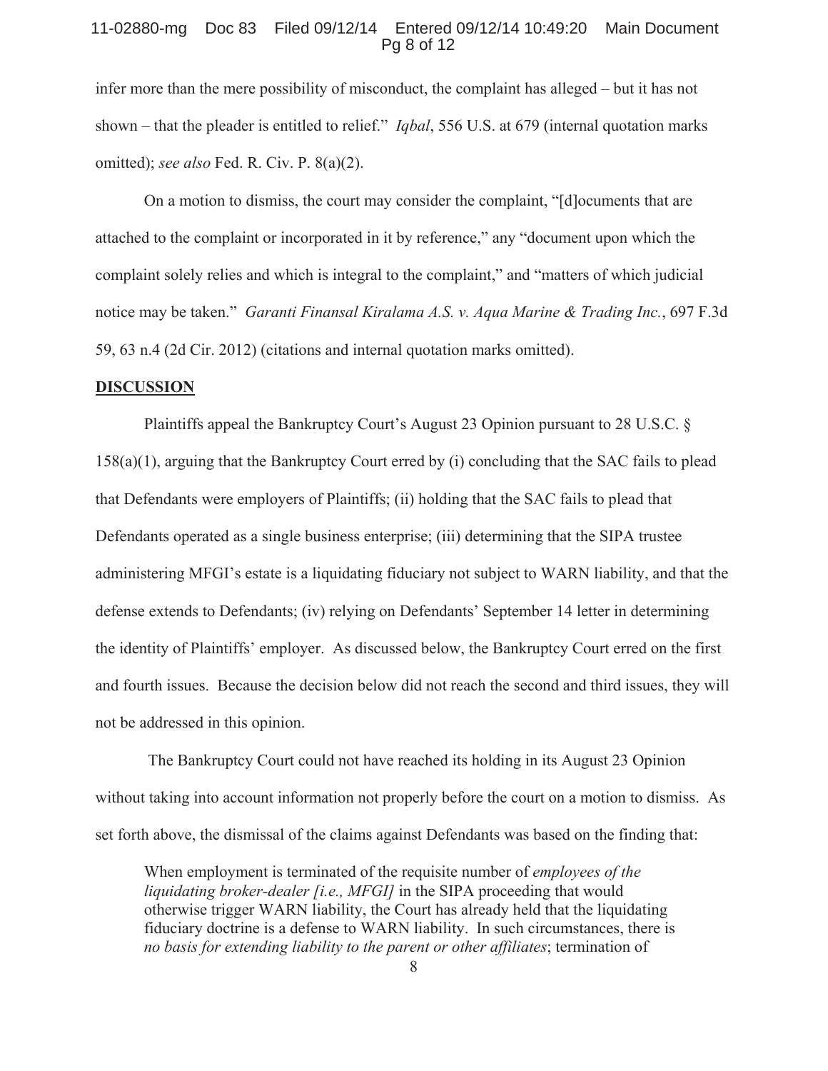infer more than the mere possibility of misconduct, the complaint has alleged – but it has not shown – that the pleader is entitled to relief." *Iqbal*, 556 U.S. at 679 (internal quotation marks omitted); *see also* Fed. R. Civ. P. 8(a)(2).

On a motion to dismiss, the court may consider the complaint, "[d]ocuments that are attached to the complaint or incorporated in it by reference," any "document upon which the complaint solely relies and which is integral to the complaint," and "matters of which judicial notice may be taken." *Garanti Finansal Kiralama A.S. v. Aqua Marine & Trading Inc.*, 697 F.3d 59, 63 n.4 (2d Cir. 2012) (citations and internal quotation marks omitted).

**DISCUSSION**

Plaintiffs appeal the Bankruptcy Court's August 23 Opinion pursuant to 28 U.S.C. § 158(a)(1), arguing that the Bankruptcy Court erred by (i) concluding that the SAC fails to plead that Defendants were employers of Plaintiffs; (ii) holding that the SAC fails to plead that Defendants operated as a single business enterprise; (iii) determining that the SIPA trustee administering MFGI's estate is a liquidating fiduciary not subject to WARN liability, and that the defense extends to Defendants; (iv) relying on Defendants' September 14 letter in determining the identity of Plaintiffs' employer. As discussed below, the Bankruptcy Court erred on the first and fourth issues. Because the decision below did not reach the second and third issues, they will not be addressed in this opinion.

The Bankruptcy Court could not have reached its holding in its August 23 Opinion without taking into account information not properly before the court on a motion to dismiss. As set forth above, the dismissal of the claims against Defendants was based on the finding that:

> When employment is terminated of the requisite number of *employees of the liquidating broker-dealer [i.e., MFGI]* in the SIPA proceeding that would otherwise trigger WARN liability, the Court has already held that the liquidating fiduciary doctrine is a defense to WARN liability. In such circumstances, there is *no basis for extending liability to the parent or other affiliates*; termination of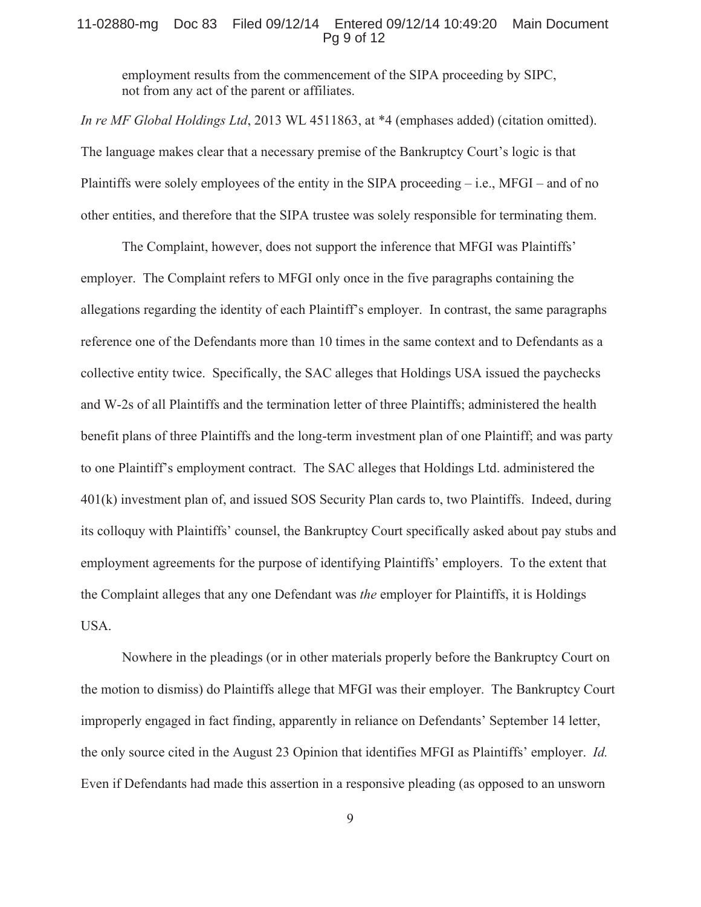employment results from the commencement of the SIPA proceeding by SIPC, not from any act of the parent or affiliates.

*In re MF Global Holdings Ltd*, 2013 WL 4511863, at *4 (emphases added) (citation omitted). The language makes clear that a necessary premise of the Bankruptcy Court's logic is that Plaintiffs were solely employees of the entity in the SIPA proceeding – i.e., MFGI – and of no other entities, and therefore that the SIPA trustee was solely responsible for terminating them.

The Complaint, however, does not support the inference that MFGI was Plaintiffs' employer. The Complaint refers to MFGI only once in the five paragraphs containing the allegations regarding the identity of each Plaintiff's employer. In contrast, the same paragraphs reference one of the Defendants more than 10 times in the same context and to Defendants as a collective entity twice. Specifically, the SAC alleges that Holdings USA issued the paychecks and W-2s of all Plaintiffs and the termination letter of three Plaintiffs; administered the health benefit plans of three Plaintiffs and the long-term investment plan of one Plaintiff; and was party to one Plaintiff's employment contract. The SAC alleges that Holdings Ltd. administered the 401(k) investment plan of, and issued SOS Security Plan cards to, two Plaintiffs. Indeed, during its colloquy with Plaintiffs' counsel, the Bankruptcy Court specifically asked about pay stubs and employment agreements for the purpose of identifying Plaintiffs' employers. To the extent that the Complaint alleges that any one Defendant was *the* employer for Plaintiffs, it is Holdings USA.

Nowhere in the pleadings (or in other materials properly before the Bankruptcy Court on the motion to dismiss) do Plaintiffs allege that MFGI was their employer. The Bankruptcy Court improperly engaged in fact finding, apparently in reliance on Defendants' September 14 letter, the only source cited in the August 23 Opinion that identifies MFGI as Plaintiffs' employer. *Id.* Even if Defendants had made this assertion in a responsive pleading (as opposed to an unsworn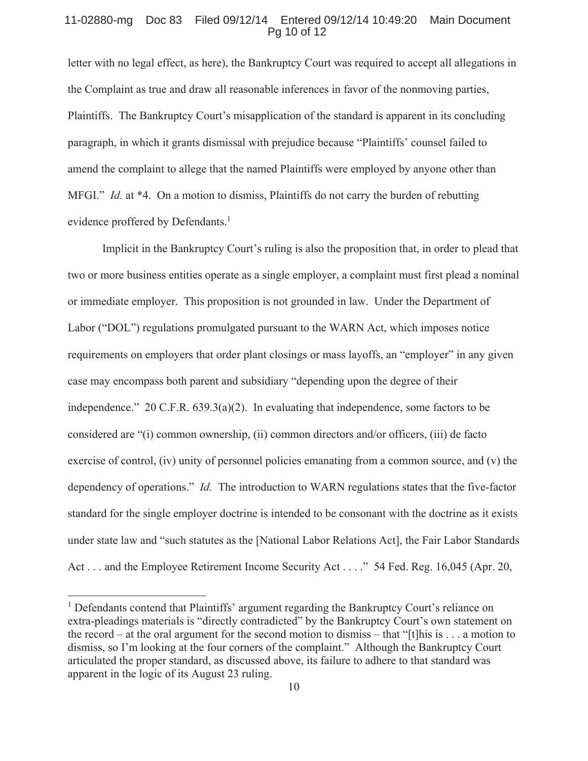letter with no legal effect, as here), the Bankruptcy Court was required to accept all allegations in the Complaint as true and draw all reasonable inferences in favor of the nonmoving parties, Plaintiffs. The Bankruptcy Court's misapplication of the standard is apparent in its concluding paragraph, in which it grants dismissal with prejudice because "Plaintiffs' counsel failed to amend the complaint to allege that the named Plaintiffs were employed by anyone other than MFGI." *Id.* at *4. On a motion to dismiss, Plaintiffs do not carry the burden of rebutting evidence proffered by Defendants.[1]

Implicit in the Bankruptcy Court's ruling is also the proposition that, in order to plead that two or more business entities operate as a single employer, a complaint must first plead a nominal or immediate employer. This proposition is not grounded in law. Under the Department of Labor ("DOL") regulations promulgated pursuant to the WARN Act, which imposes notice requirements on employers that order plant closings or mass layoffs, an "employer" in any given case may encompass both parent and subsidiary "depending upon the degree of their independence." 20 C.F.R. 639.3(a)(2). In evaluating that independence, some factors to be considered are "(i) common ownership, (ii) common directors and/or officers, (iii) de facto exercise of control, (iv) unity of personnel policies emanating from a common source, and (v) the dependency of operations." *Id.* The introduction to WARN regulations states that the five-factor standard for the single employer doctrine is intended to be consonant with the doctrine as it exists under state law and "such statutes as the [National Labor Relations Act], the Fair Labor Standards Act . . . and the Employee Retirement Income Security Act . . . ." 54 Fed. Reg. 16,045 (Apr. 20,

---

[1] Defendants contend that Plaintiffs' argument regarding the Bankruptcy Court's reliance on extra-pleadings materials is "directly contradicted" by the Bankruptcy Court's own statement on the record – at the oral argument for the second motion to dismiss – that "[t]his is . . . a motion to dismiss, so I'm looking at the four corners of the complaint." Although the Bankruptcy Court articulated the proper standard, as discussed above, its failure to adhere to that standard was apparent in the logic of its August 23 ruling.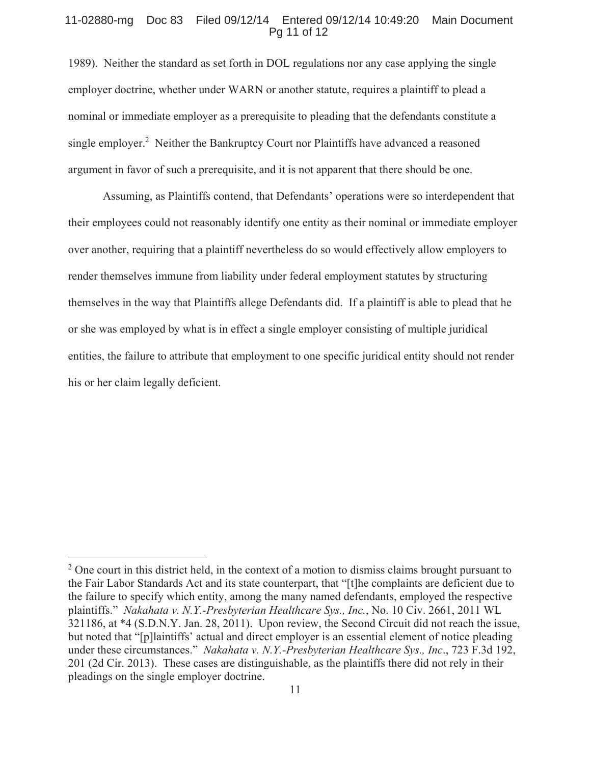1989). Neither the standard as set forth in DOL regulations nor any case applying the single employer doctrine, whether under WARN or another statute, requires a plaintiff to plead a nominal or immediate employer as a prerequisite to pleading that the defendants constitute a single employer.[2] Neither the Bankruptcy Court nor Plaintiffs have advanced a reasoned argument in favor of such a prerequisite, and it is not apparent that there should be one.

Assuming, as Plaintiffs contend, that Defendants' operations were so interdependent that their employees could not reasonably identify one entity as their nominal or immediate employer over another, requiring that a plaintiff nevertheless do so would effectively allow employers to render themselves immune from liability under federal employment statutes by structuring themselves in the way that Plaintiffs allege Defendants did. If a plaintiff is able to plead that he or she was employed by what is in effect a single employer consisting of multiple juridical entities, the failure to attribute that employment to one specific juridical entity should not render his or her claim legally deficient.

---

[2] One court in this district held, in the context of a motion to dismiss claims brought pursuant to the Fair Labor Standards Act and its state counterpart, that "[t]he complaints are deficient due to the failure to specify which entity, among the many named defendants, employed the respective plaintiffs." *Nakahata v. N.Y.-Presbyterian Healthcare Sys., Inc.*, No. 10 Civ. 2661, 2011 WL 321186, at *4 (S.D.N.Y. Jan. 28, 2011). Upon review, the Second Circuit did not reach the issue, but noted that "[p]laintiffs' actual and direct employer is an essential element of notice pleading under these circumstances." *Nakahata v. N.Y.-Presbyterian Healthcare Sys., Inc*., 723 F.3d 192, 201 (2d Cir. 2013). These cases are distinguishable, as the plaintiffs there did not rely in their pleadings on the single employer doctrine.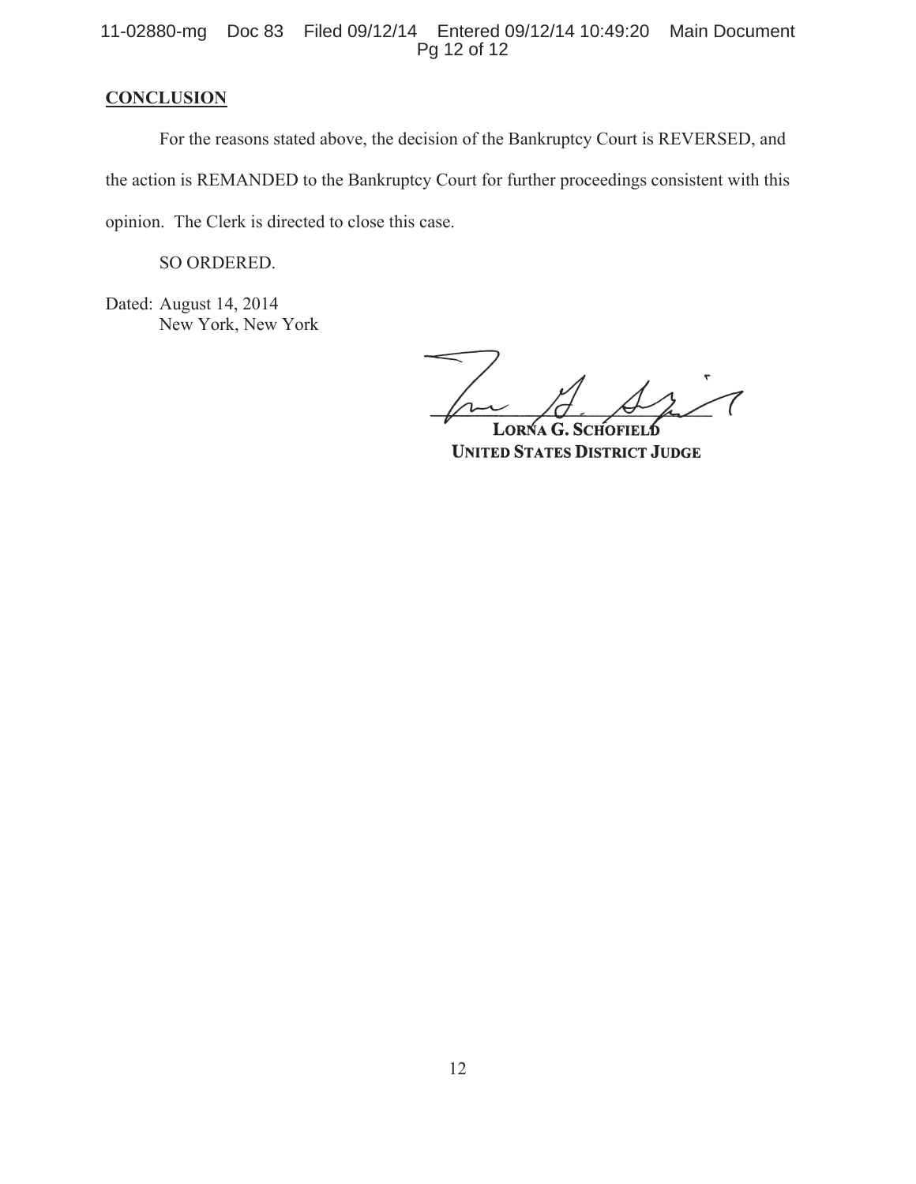**CONCLUSION**

For the reasons stated above, the decision of the Bankruptcy Court is REVERSED, and the action is REMANDED to the Bankruptcy Court for further proceedings consistent with this opinion. The Clerk is directed to close this case.

SO ORDERED.

Dated: August 14, 2014
New York, New York

LORNA G. SCHOFIELD
UNITED STATES DISTRICT JUDGE